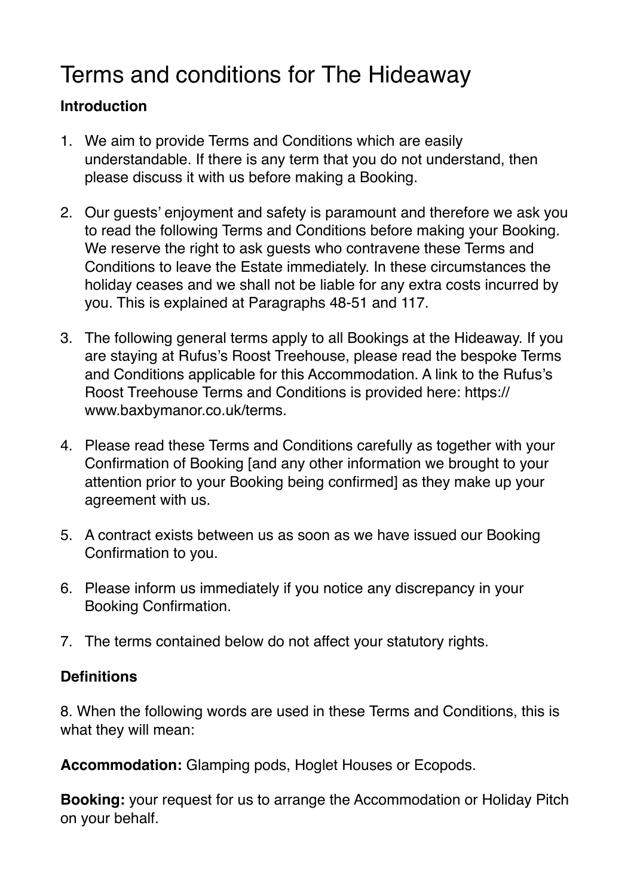# Terms and conditions for The Hideaway

**Introduction**

1. We aim to provide Terms and Conditions which are easily understandable. If there is any term that you do not understand, then please discuss it with us before making a Booking.

2. Our guests' enjoyment and safety is paramount and therefore we ask you to read the following Terms and Conditions before making your Booking. We reserve the right to ask guests who contravene these Terms and Conditions to leave the Estate immediately. In these circumstances the holiday ceases and we shall not be liable for any extra costs incurred by you. This is explained at Paragraphs 48-51 and 117.

3. The following general terms apply to all Bookings at the Hideaway. If you are staying at Rufus's Roost Treehouse, please read the bespoke Terms and Conditions applicable for this Accommodation. A link to the Rufus's Roost Treehouse Terms and Conditions is provided here: https://www.baxbymanor.co.uk/terms.

4. Please read these Terms and Conditions carefully as together with your Confirmation of Booking [and any other information we brought to your attention prior to your Booking being confirmed] as they make up your agreement with us.

5. A contract exists between us as soon as we have issued our Booking Confirmation to you.

6. Please inform us immediately if you notice any discrepancy in your Booking Confirmation.

7. The terms contained below do not affect your statutory rights.

**Definitions**

8. When the following words are used in these Terms and Conditions, this is what they will mean:

**Accommodation:** Glamping pods, Hoglet Houses or Ecopods.

**Booking:** your request for us to arrange the Accommodation or Holiday Pitch on your behalf.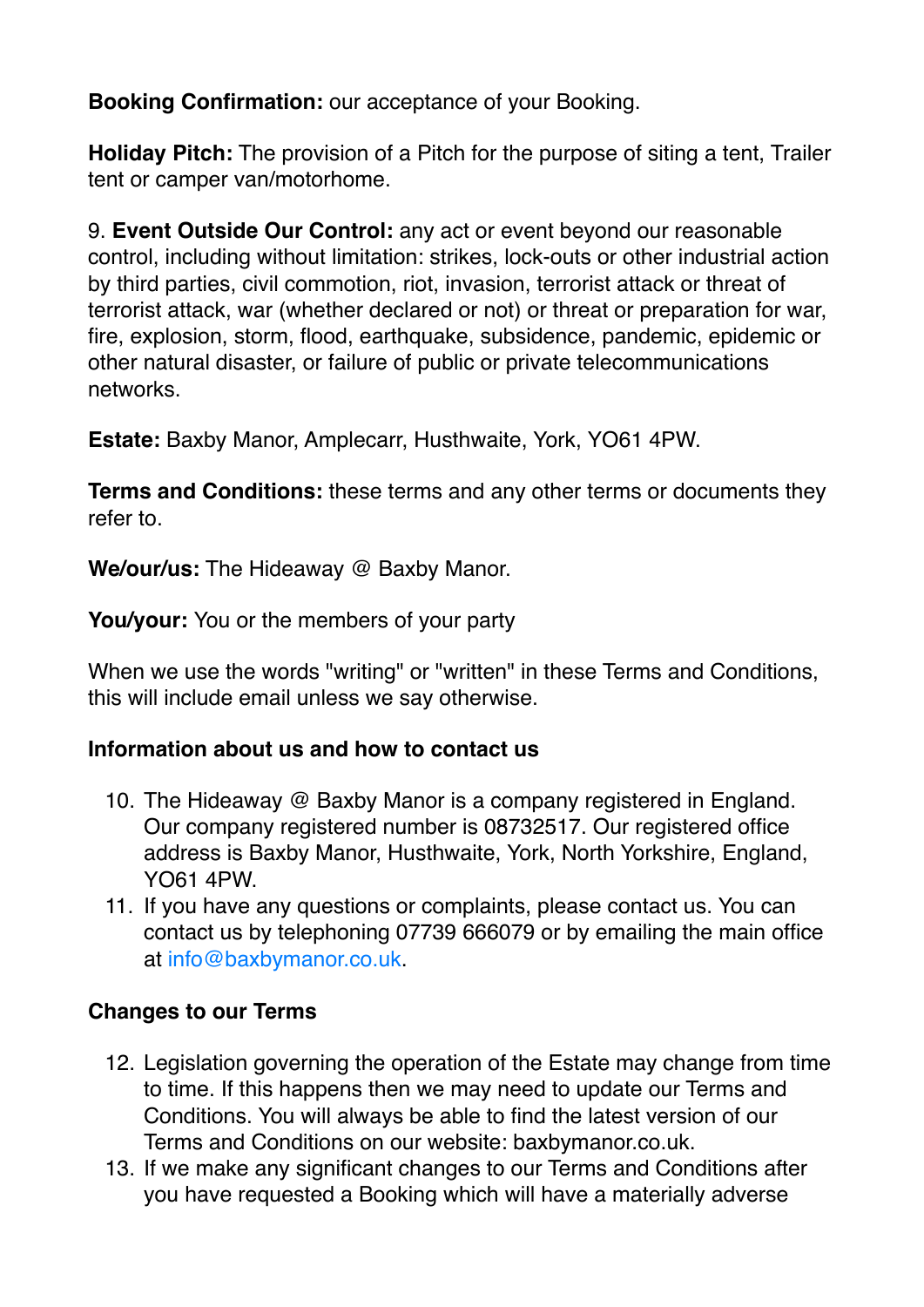**Booking Confirmation:** our acceptance of your Booking.

**Holiday Pitch:** The provision of a Pitch for the purpose of siting a tent, Trailer tent or camper van/motorhome.

9. **Event Outside Our Control:** any act or event beyond our reasonable control, including without limitation: strikes, lock-outs or other industrial action by third parties, civil commotion, riot, invasion, terrorist attack or threat of terrorist attack, war (whether declared or not) or threat or preparation for war, fire, explosion, storm, flood, earthquake, subsidence, pandemic, epidemic or other natural disaster, or failure of public or private telecommunications networks.

**Estate:** Baxby Manor, Amplecarr, Husthwaite, York, YO61 4PW.

**Terms and Conditions:** these terms and any other terms or documents they refer to.

**We/our/us:** The Hideaway @ Baxby Manor.

**You/your:** You or the members of your party

When we use the words "writing" or "written" in these Terms and Conditions, this will include email unless we say otherwise.

**Information about us and how to contact us**

10. The Hideaway @ Baxby Manor is a company registered in England. Our company registered number is 08732517. Our registered office address is Baxby Manor, Husthwaite, York, North Yorkshire, England, YO61 4PW.
11. If you have any questions or complaints, please contact us. You can contact us by telephoning 07739 666079 or by emailing the main office at info@baxbymanor.co.uk.

**Changes to our Terms**

12. Legislation governing the operation of the Estate may change from time to time. If this happens then we may need to update our Terms and Conditions. You will always be able to find the latest version of our Terms and Conditions on our website: baxbymanor.co.uk.
13. If we make any significant changes to our Terms and Conditions after you have requested a Booking which will have a materially adverse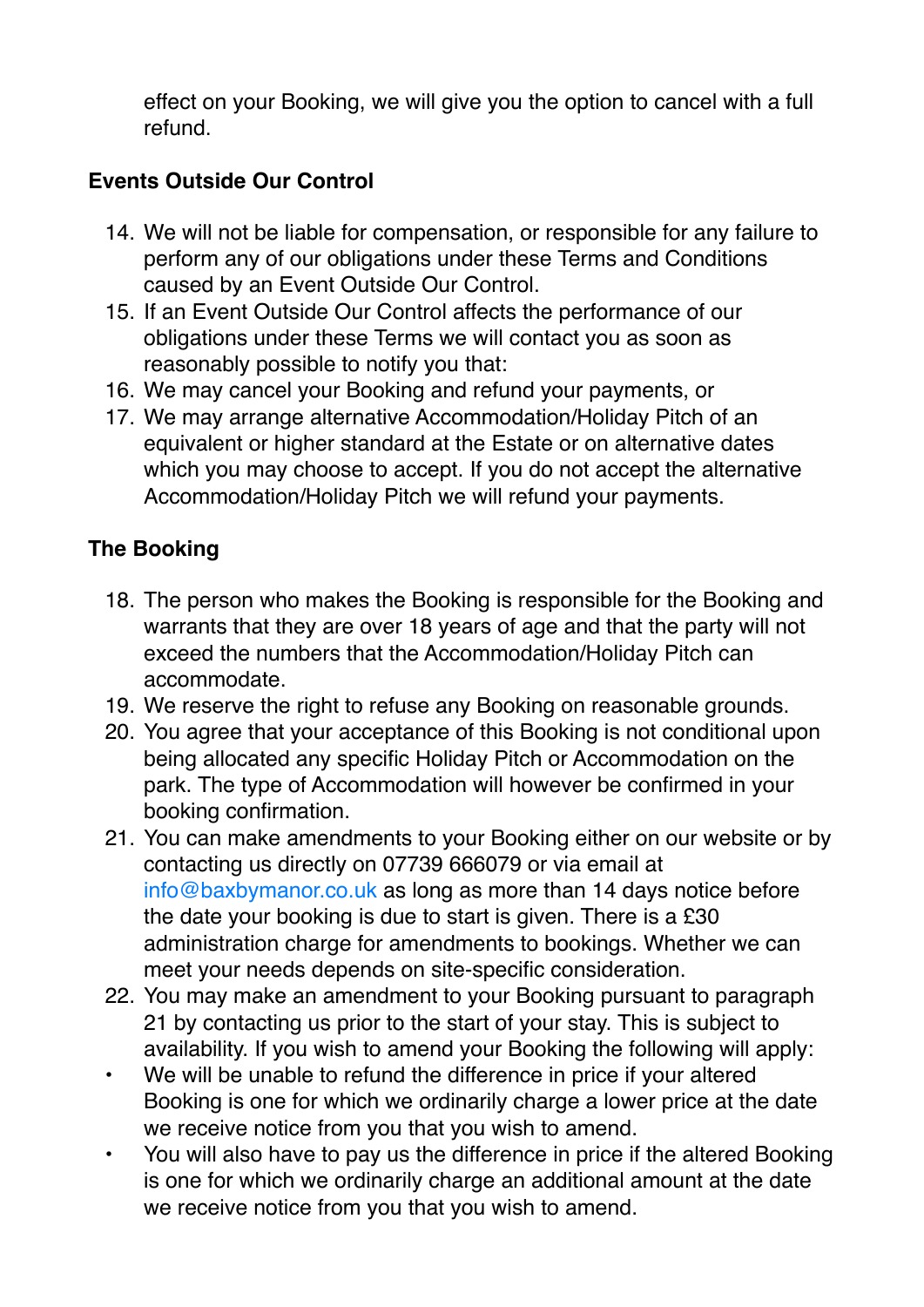effect on your Booking, we will give you the option to cancel with a full refund.

## Events Outside Our Control

14. We will not be liable for compensation, or responsible for any failure to perform any of our obligations under these Terms and Conditions caused by an Event Outside Our Control.
15. If an Event Outside Our Control affects the performance of our obligations under these Terms we will contact you as soon as reasonably possible to notify you that:
16. We may cancel your Booking and refund your payments, or
17. We may arrange alternative Accommodation/Holiday Pitch of an equivalent or higher standard at the Estate or on alternative dates which you may choose to accept. If you do not accept the alternative Accommodation/Holiday Pitch we will refund your payments.

## The Booking

18. The person who makes the Booking is responsible for the Booking and warrants that they are over 18 years of age and that the party will not exceed the numbers that the Accommodation/Holiday Pitch can accommodate.
19. We reserve the right to refuse any Booking on reasonable grounds.
20. You agree that your acceptance of this Booking is not conditional upon being allocated any specific Holiday Pitch or Accommodation on the park. The type of Accommodation will however be confirmed in your booking confirmation.
21. You can make amendments to your Booking either on our website or by contacting us directly on 07739 666079 or via email at info@baxbymanor.co.uk as long as more than 14 days notice before the date your booking is due to start is given. There is a £30 administration charge for amendments to bookings. Whether we can meet your needs depends on site-specific consideration.
22. You may make an amendment to your Booking pursuant to paragraph 21 by contacting us prior to the start of your stay. This is subject to availability. If you wish to amend your Booking the following will apply:

- We will be unable to refund the difference in price if your altered Booking is one for which we ordinarily charge a lower price at the date we receive notice from you that you wish to amend.
- You will also have to pay us the difference in price if the altered Booking is one for which we ordinarily charge an additional amount at the date we receive notice from you that you wish to amend.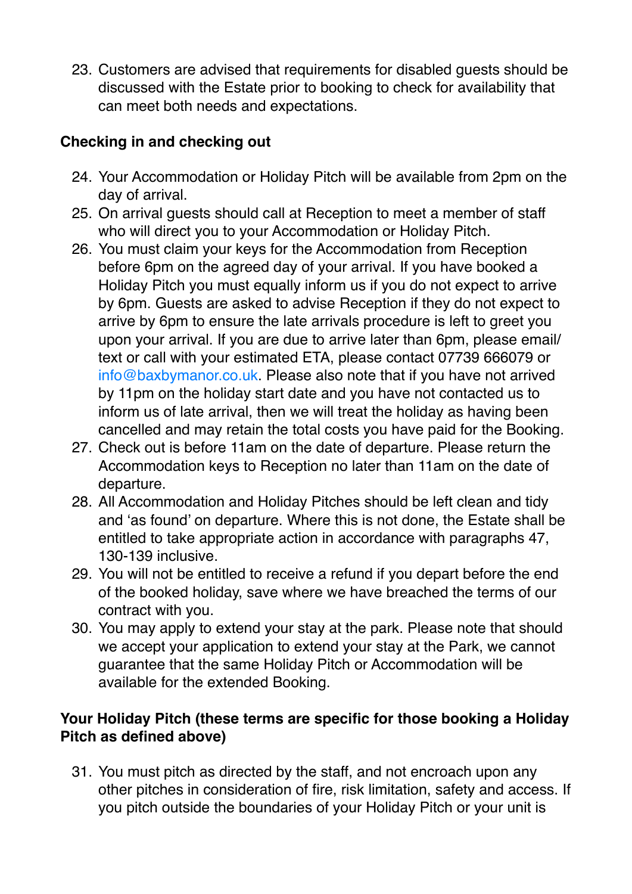23. Customers are advised that requirements for disabled guests should be discussed with the Estate prior to booking to check for availability that can meet both needs and expectations.

**Checking in and checking out**

24. Your Accommodation or Holiday Pitch will be available from 2pm on the day of arrival.
25. On arrival guests should call at Reception to meet a member of staff who will direct you to your Accommodation or Holiday Pitch.
26. You must claim your keys for the Accommodation from Reception before 6pm on the agreed day of your arrival. If you have booked a Holiday Pitch you must equally inform us if you do not expect to arrive by 6pm. Guests are asked to advise Reception if they do not expect to arrive by 6pm to ensure the late arrivals procedure is left to greet you upon your arrival. If you are due to arrive later than 6pm, please email/text or call with your estimated ETA, please contact 07739 666079 or info@baxbymanor.co.uk. Please also note that if you have not arrived by 11pm on the holiday start date and you have not contacted us to inform us of late arrival, then we will treat the holiday as having been cancelled and may retain the total costs you have paid for the Booking.
27. Check out is before 11am on the date of departure. Please return the Accommodation keys to Reception no later than 11am on the date of departure.
28. All Accommodation and Holiday Pitches should be left clean and tidy and 'as found' on departure. Where this is not done, the Estate shall be entitled to take appropriate action in accordance with paragraphs 47, 130-139 inclusive.
29. You will not be entitled to receive a refund if you depart before the end of the booked holiday, save where we have breached the terms of our contract with you.
30. You may apply to extend your stay at the park. Please note that should we accept your application to extend your stay at the Park, we cannot guarantee that the same Holiday Pitch or Accommodation will be available for the extended Booking.

**Your Holiday Pitch (these terms are specific for those booking a Holiday Pitch as defined above)**

31. You must pitch as directed by the staff, and not encroach upon any other pitches in consideration of fire, risk limitation, safety and access. If you pitch outside the boundaries of your Holiday Pitch or your unit is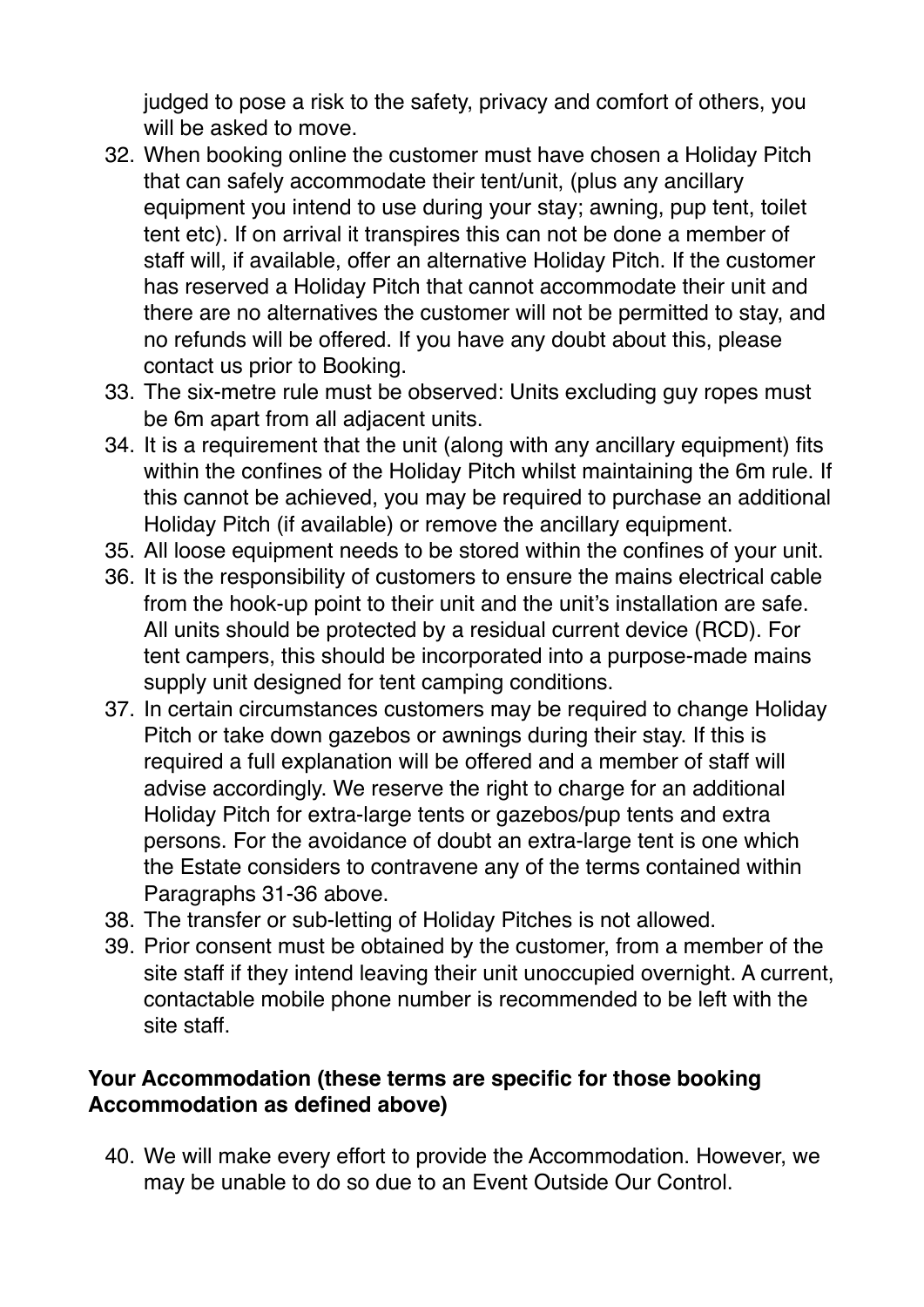judged to pose a risk to the safety, privacy and comfort of others, you will be asked to move.

32. When booking online the customer must have chosen a Holiday Pitch that can safely accommodate their tent/unit, (plus any ancillary equipment you intend to use during your stay; awning, pup tent, toilet tent etc). If on arrival it transpires this can not be done a member of staff will, if available, offer an alternative Holiday Pitch. If the customer has reserved a Holiday Pitch that cannot accommodate their unit and there are no alternatives the customer will not be permitted to stay, and no refunds will be offered. If you have any doubt about this, please contact us prior to Booking.
33. The six-metre rule must be observed: Units excluding guy ropes must be 6m apart from all adjacent units.
34. It is a requirement that the unit (along with any ancillary equipment) fits within the confines of the Holiday Pitch whilst maintaining the 6m rule. If this cannot be achieved, you may be required to purchase an additional Holiday Pitch (if available) or remove the ancillary equipment.
35. All loose equipment needs to be stored within the confines of your unit.
36. It is the responsibility of customers to ensure the mains electrical cable from the hook-up point to their unit and the unit's installation are safe. All units should be protected by a residual current device (RCD). For tent campers, this should be incorporated into a purpose-made mains supply unit designed for tent camping conditions.
37. In certain circumstances customers may be required to change Holiday Pitch or take down gazebos or awnings during their stay. If this is required a full explanation will be offered and a member of staff will advise accordingly. We reserve the right to charge for an additional Holiday Pitch for extra-large tents or gazebos/pup tents and extra persons. For the avoidance of doubt an extra-large tent is one which the Estate considers to contravene any of the terms contained within Paragraphs 31-36 above.
38. The transfer or sub-letting of Holiday Pitches is not allowed.
39. Prior consent must be obtained by the customer, from a member of the site staff if they intend leaving their unit unoccupied overnight. A current, contactable mobile phone number is recommended to be left with the site staff.

**Your Accommodation (these terms are specific for those booking Accommodation as defined above)**

40. We will make every effort to provide the Accommodation. However, we may be unable to do so due to an Event Outside Our Control.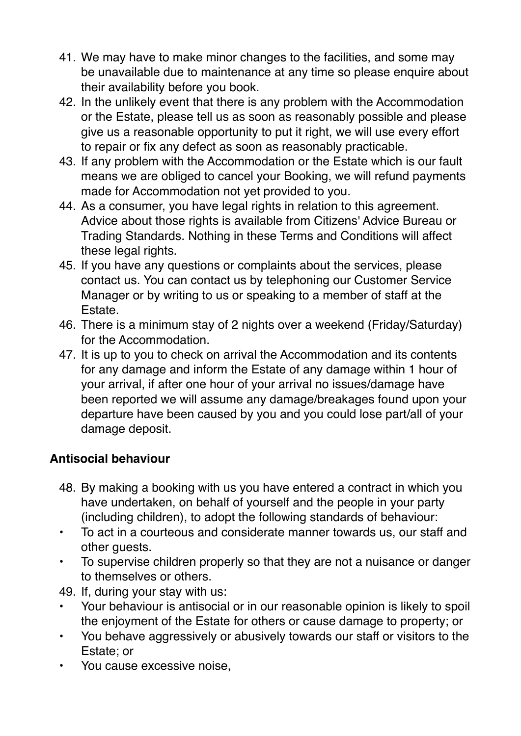41. We may have to make minor changes to the facilities, and some may be unavailable due to maintenance at any time so please enquire about their availability before you book.
42. In the unlikely event that there is any problem with the Accommodation or the Estate, please tell us as soon as reasonably possible and please give us a reasonable opportunity to put it right, we will use every effort to repair or fix any defect as soon as reasonably practicable.
43. If any problem with the Accommodation or the Estate which is our fault means we are obliged to cancel your Booking, we will refund payments made for Accommodation not yet provided to you.
44. As a consumer, you have legal rights in relation to this agreement. Advice about those rights is available from Citizens' Advice Bureau or Trading Standards. Nothing in these Terms and Conditions will affect these legal rights.
45. If you have any questions or complaints about the services, please contact us. You can contact us by telephoning our Customer Service Manager or by writing to us or speaking to a member of staff at the Estate.
46. There is a minimum stay of 2 nights over a weekend (Friday/Saturday) for the Accommodation.
47. It is up to you to check on arrival the Accommodation and its contents for any damage and inform the Estate of any damage within 1 hour of your arrival, if after one hour of your arrival no issues/damage have been reported we will assume any damage/breakages found upon your departure have been caused by you and you could lose part/all of your damage deposit.

**Antisocial behaviour**

48. By making a booking with us you have entered a contract in which you have undertaken, on behalf of yourself and the people in your party (including children), to adopt the following standards of behaviour:

- To act in a courteous and considerate manner towards us, our staff and other guests.
- To supervise children properly so that they are not a nuisance or danger to themselves or others.

49. If, during your stay with us:

- Your behaviour is antisocial or in our reasonable opinion is likely to spoil the enjoyment of the Estate for others or cause damage to property; or
- You behave aggressively or abusively towards our staff or visitors to the Estate; or
- You cause excessive noise,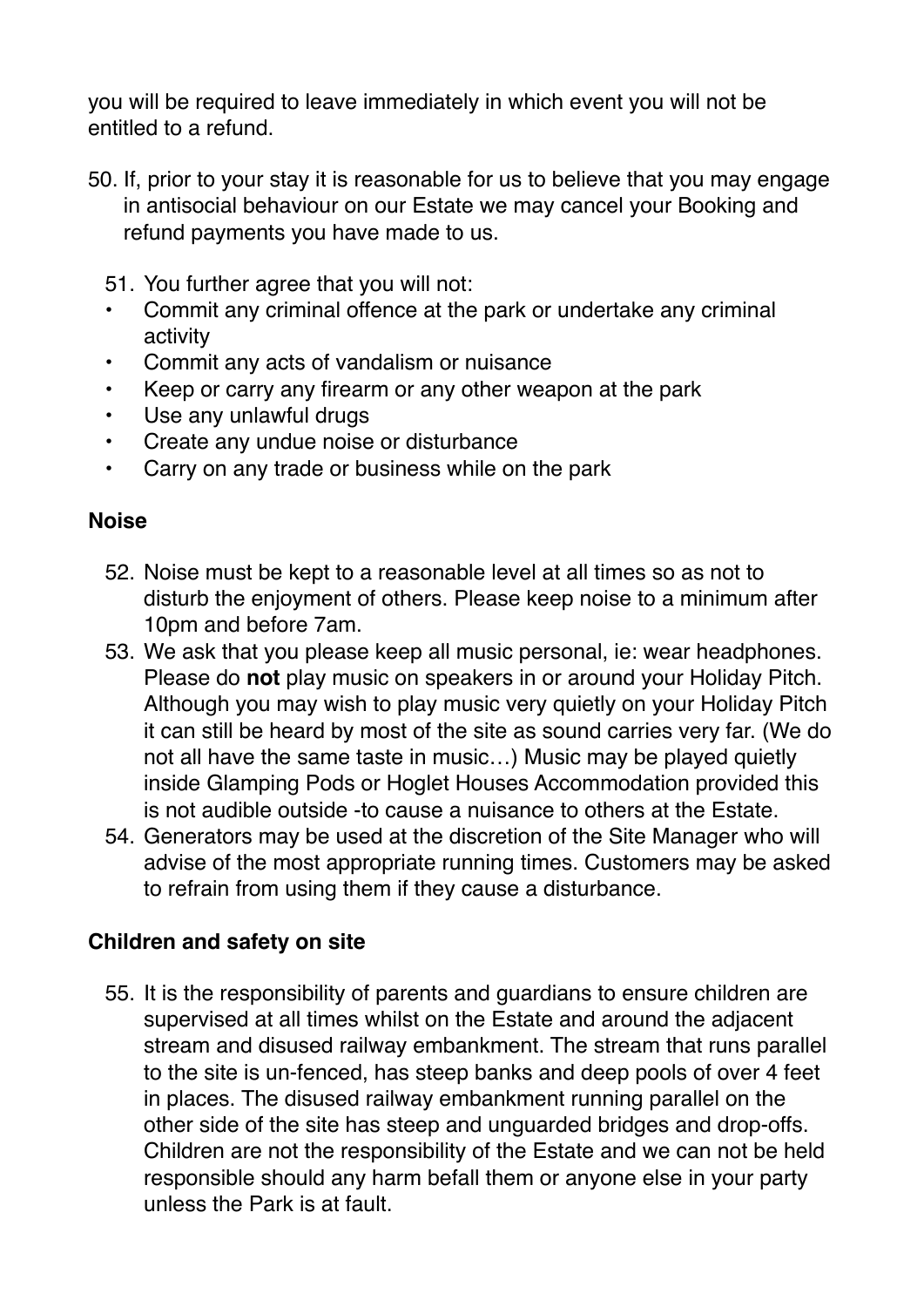you will be required to leave immediately in which event you will not be entitled to a refund.

50. If, prior to your stay it is reasonable for us to believe that you may engage in antisocial behaviour on our Estate we may cancel your Booking and refund payments you have made to us.

51. You further agree that you will not:
- Commit any criminal offence at the park or undertake any criminal activity
- Commit any acts of vandalism or nuisance
- Keep or carry any firearm or any other weapon at the park
- Use any unlawful drugs
- Create any undue noise or disturbance
- Carry on any trade or business while on the park

**Noise**

52. Noise must be kept to a reasonable level at all times so as not to disturb the enjoyment of others. Please keep noise to a minimum after 10pm and before 7am.
53. We ask that you please keep all music personal, ie: wear headphones. Please do **not** play music on speakers in or around your Holiday Pitch. Although you may wish to play music very quietly on your Holiday Pitch it can still be heard by most of the site as sound carries very far. (We do not all have the same taste in music…) Music may be played quietly inside Glamping Pods or Hoglet Houses Accommodation provided this is not audible outside -to cause a nuisance to others at the Estate.
54. Generators may be used at the discretion of the Site Manager who will advise of the most appropriate running times. Customers may be asked to refrain from using them if they cause a disturbance.

**Children and safety on site**

55. It is the responsibility of parents and guardians to ensure children are supervised at all times whilst on the Estate and around the adjacent stream and disused railway embankment. The stream that runs parallel to the site is un-fenced, has steep banks and deep pools of over 4 feet in places. The disused railway embankment running parallel on the other side of the site has steep and unguarded bridges and drop-offs. Children are not the responsibility of the Estate and we can not be held responsible should any harm befall them or anyone else in your party unless the Park is at fault.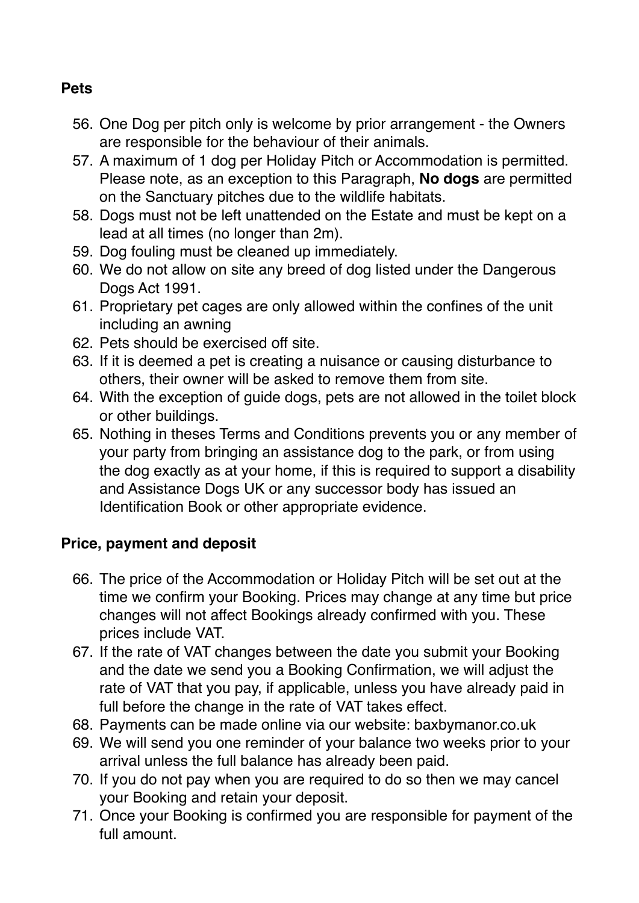**Pets**

56. One Dog per pitch only is welcome by prior arrangement - the Owners are responsible for the behaviour of their animals.
57. A maximum of 1 dog per Holiday Pitch or Accommodation is permitted. Please note, as an exception to this Paragraph, **No dogs** are permitted on the Sanctuary pitches due to the wildlife habitats.
58. Dogs must not be left unattended on the Estate and must be kept on a lead at all times (no longer than 2m).
59. Dog fouling must be cleaned up immediately.
60. We do not allow on site any breed of dog listed under the Dangerous Dogs Act 1991.
61. Proprietary pet cages are only allowed within the confines of the unit including an awning
62. Pets should be exercised off site.
63. If it is deemed a pet is creating a nuisance or causing disturbance to others, their owner will be asked to remove them from site.
64. With the exception of guide dogs, pets are not allowed in the toilet block or other buildings.
65. Nothing in theses Terms and Conditions prevents you or any member of your party from bringing an assistance dog to the park, or from using the dog exactly as at your home, if this is required to support a disability and Assistance Dogs UK or any successor body has issued an Identification Book or other appropriate evidence.

**Price, payment and deposit**

66. The price of the Accommodation or Holiday Pitch will be set out at the time we confirm your Booking. Prices may change at any time but price changes will not affect Bookings already confirmed with you. These prices include VAT.
67. If the rate of VAT changes between the date you submit your Booking and the date we send you a Booking Confirmation, we will adjust the rate of VAT that you pay, if applicable, unless you have already paid in full before the change in the rate of VAT takes effect.
68. Payments can be made online via our website: baxbymanor.co.uk
69. We will send you one reminder of your balance two weeks prior to your arrival unless the full balance has already been paid.
70. If you do not pay when you are required to do so then we may cancel your Booking and retain your deposit.
71. Once your Booking is confirmed you are responsible for payment of the full amount.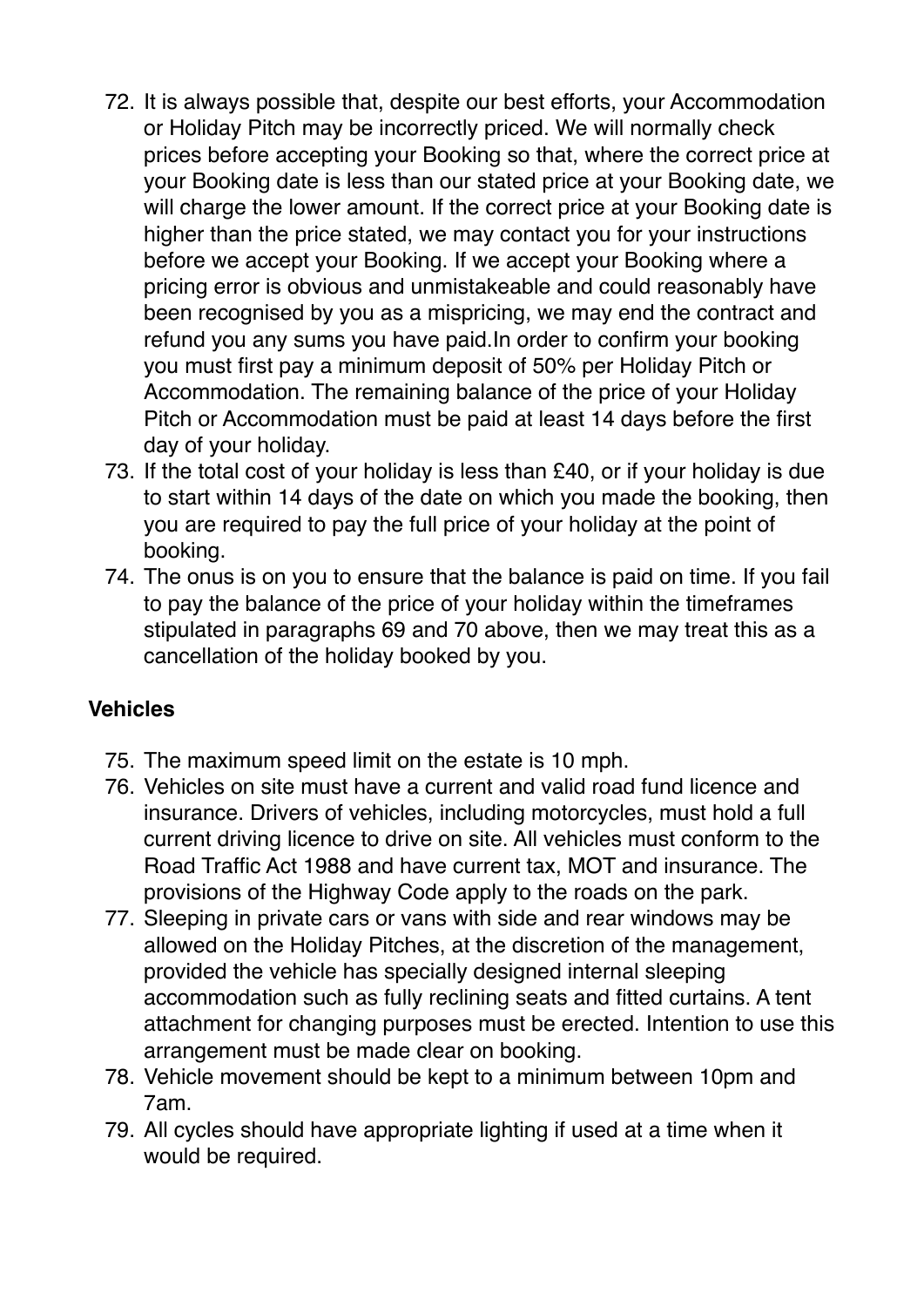72. It is always possible that, despite our best efforts, your Accommodation or Holiday Pitch may be incorrectly priced. We will normally check prices before accepting your Booking so that, where the correct price at your Booking date is less than our stated price at your Booking date, we will charge the lower amount. If the correct price at your Booking date is higher than the price stated, we may contact you for your instructions before we accept your Booking. If we accept your Booking where a pricing error is obvious and unmistakeable and could reasonably have been recognised by you as a mispricing, we may end the contract and refund you any sums you have paid.In order to confirm your booking you must first pay a minimum deposit of 50% per Holiday Pitch or Accommodation. The remaining balance of the price of your Holiday Pitch or Accommodation must be paid at least 14 days before the first day of your holiday.
73. If the total cost of your holiday is less than £40, or if your holiday is due to start within 14 days of the date on which you made the booking, then you are required to pay the full price of your holiday at the point of booking.
74. The onus is on you to ensure that the balance is paid on time. If you fail to pay the balance of the price of your holiday within the timeframes stipulated in paragraphs 69 and 70 above, then we may treat this as a cancellation of the holiday booked by you.

## Vehicles

75. The maximum speed limit on the estate is 10 mph.
76. Vehicles on site must have a current and valid road fund licence and insurance. Drivers of vehicles, including motorcycles, must hold a full current driving licence to drive on site. All vehicles must conform to the Road Traffic Act 1988 and have current tax, MOT and insurance. The provisions of the Highway Code apply to the roads on the park.
77. Sleeping in private cars or vans with side and rear windows may be allowed on the Holiday Pitches, at the discretion of the management, provided the vehicle has specially designed internal sleeping accommodation such as fully reclining seats and fitted curtains. A tent attachment for changing purposes must be erected. Intention to use this arrangement must be made clear on booking.
78. Vehicle movement should be kept to a minimum between 10pm and 7am.
79. All cycles should have appropriate lighting if used at a time when it would be required.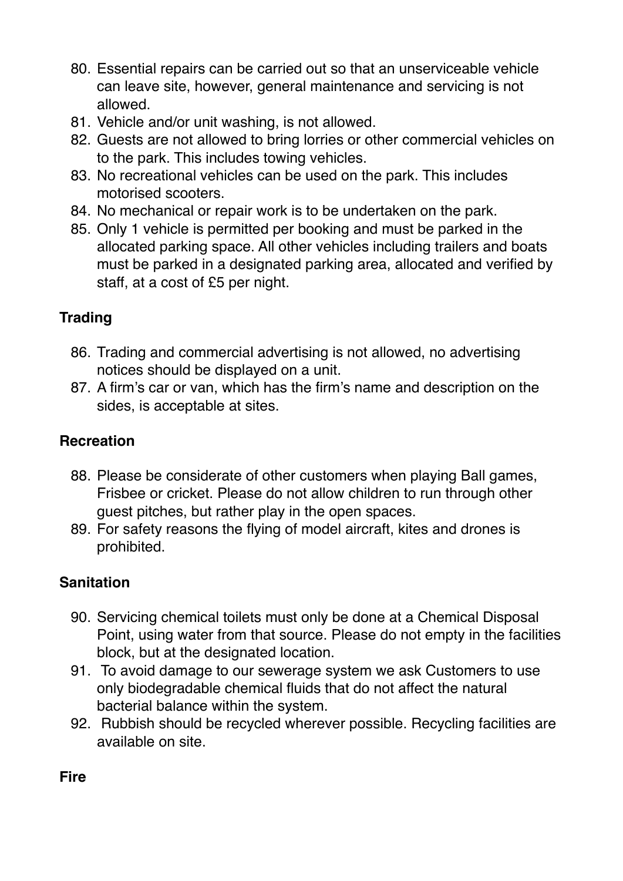80. Essential repairs can be carried out so that an unserviceable vehicle can leave site, however, general maintenance and servicing is not allowed.
81. Vehicle and/or unit washing, is not allowed.
82. Guests are not allowed to bring lorries or other commercial vehicles on to the park. This includes towing vehicles.
83. No recreational vehicles can be used on the park. This includes motorised scooters.
84. No mechanical or repair work is to be undertaken on the park.
85. Only 1 vehicle is permitted per booking and must be parked in the allocated parking space. All other vehicles including trailers and boats must be parked in a designated parking area, allocated and verified by staff, at a cost of £5 per night.

**Trading**

86. Trading and commercial advertising is not allowed, no advertising notices should be displayed on a unit.
87. A firm's car or van, which has the firm's name and description on the sides, is acceptable at sites.

**Recreation**

88. Please be considerate of other customers when playing Ball games, Frisbee or cricket. Please do not allow children to run through other guest pitches, but rather play in the open spaces.
89. For safety reasons the flying of model aircraft, kites and drones is prohibited.

**Sanitation**

90. Servicing chemical toilets must only be done at a Chemical Disposal Point, using water from that source. Please do not empty in the facilities block, but at the designated location.
91. To avoid damage to our sewerage system we ask Customers to use only biodegradable chemical fluids that do not affect the natural bacterial balance within the system.
92. Rubbish should be recycled wherever possible. Recycling facilities are available on site.

**Fire**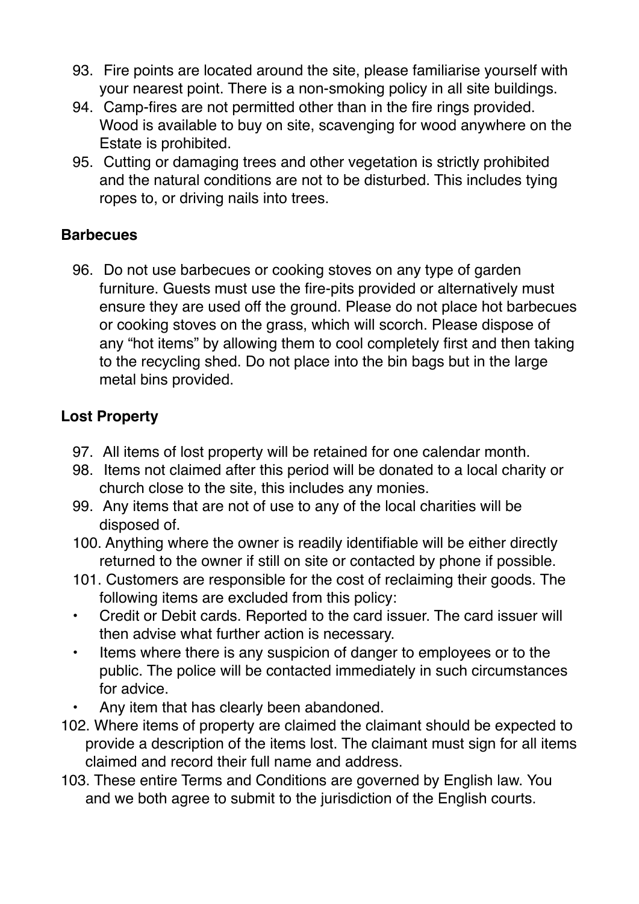93. Fire points are located around the site, please familiarise yourself with your nearest point. There is a non-smoking policy in all site buildings.
94. Camp-fires are not permitted other than in the fire rings provided. Wood is available to buy on site, scavenging for wood anywhere on the Estate is prohibited.
95. Cutting or damaging trees and other vegetation is strictly prohibited and the natural conditions are not to be disturbed. This includes tying ropes to, or driving nails into trees.

**Barbecues**

96. Do not use barbecues or cooking stoves on any type of garden furniture. Guests must use the fire-pits provided or alternatively must ensure they are used off the ground. Please do not place hot barbecues or cooking stoves on the grass, which will scorch. Please dispose of any "hot items" by allowing them to cool completely first and then taking to the recycling shed. Do not place into the bin bags but in the large metal bins provided.

**Lost Property**

97. All items of lost property will be retained for one calendar month.
98. Items not claimed after this period will be donated to a local charity or church close to the site, this includes any monies.
99. Any items that are not of use to any of the local charities will be disposed of.
100. Anything where the owner is readily identifiable will be either directly returned to the owner if still on site or contacted by phone if possible.
101. Customers are responsible for the cost of reclaiming their goods. The following items are excluded from this policy:
    - Credit or Debit cards. Reported to the card issuer. The card issuer will then advise what further action is necessary.
    - Items where there is any suspicion of danger to employees or to the public. The police will be contacted immediately in such circumstances for advice.
    - Any item that has clearly been abandoned.
102. Where items of property are claimed the claimant should be expected to provide a description of the items lost. The claimant must sign for all items claimed and record their full name and address.
103. These entire Terms and Conditions are governed by English law. You and we both agree to submit to the jurisdiction of the English courts.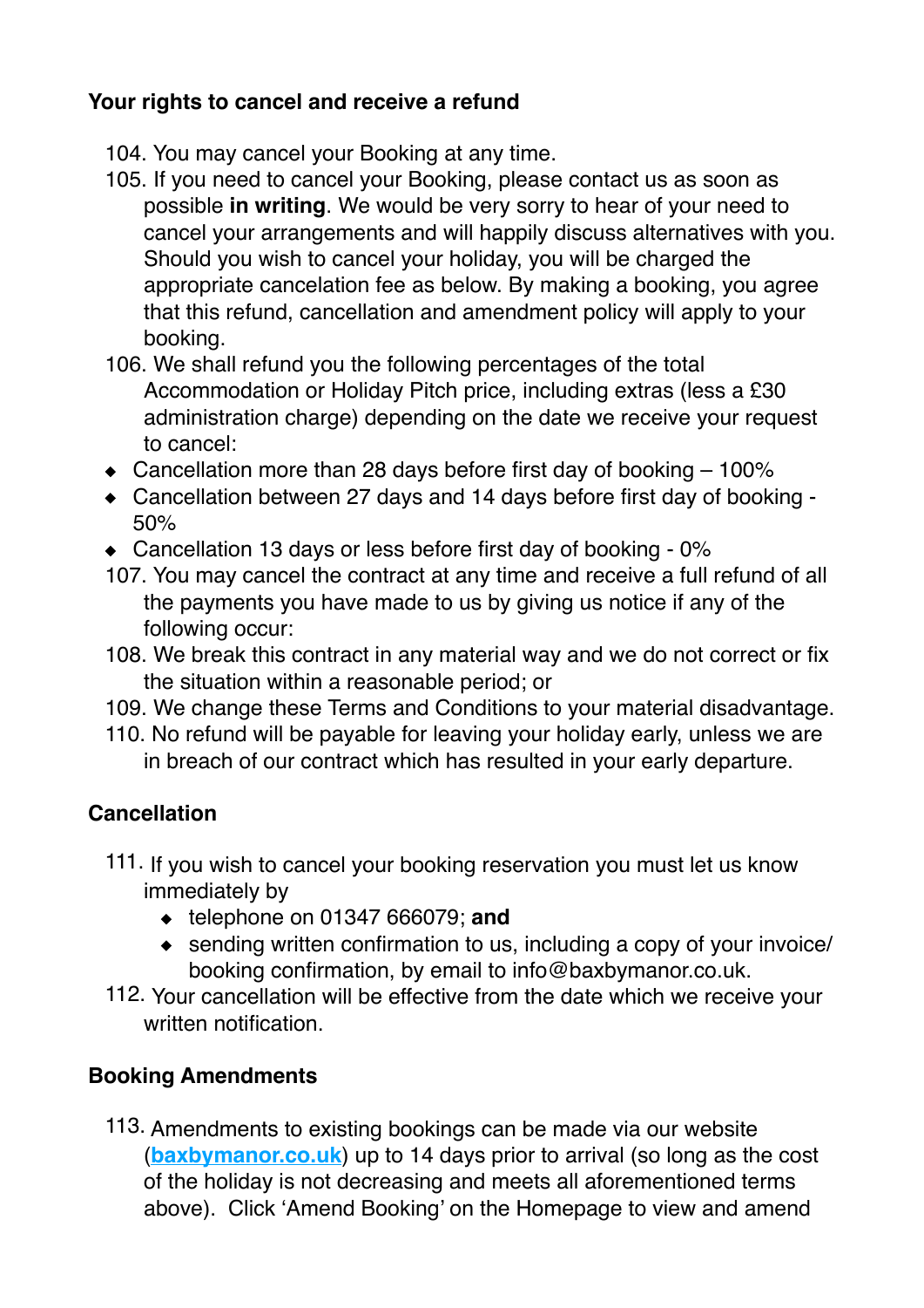**Your rights to cancel and receive a refund**

104. You may cancel your Booking at any time.
105. If you need to cancel your Booking, please contact us as soon as possible **in writing**. We would be very sorry to hear of your need to cancel your arrangements and will happily discuss alternatives with you. Should you wish to cancel your holiday, you will be charged the appropriate cancelation fee as below. By making a booking, you agree that this refund, cancellation and amendment policy will apply to your booking.
106. We shall refund you the following percentages of the total Accommodation or Holiday Pitch price, including extras (less a £30 administration charge) depending on the date we receive your request to cancel:

- Cancellation more than 28 days before first day of booking – 100%
- Cancellation between 27 days and 14 days before first day of booking - 50%
- Cancellation 13 days or less before first day of booking - 0%

107. You may cancel the contract at any time and receive a full refund of all the payments you have made to us by giving us notice if any of the following occur:
108. We break this contract in any material way and we do not correct or fix the situation within a reasonable period; or
109. We change these Terms and Conditions to your material disadvantage.
110. No refund will be payable for leaving your holiday early, unless we are in breach of our contract which has resulted in your early departure.

**Cancellation**

111. If you wish to cancel your booking reservation you must let us know immediately by
    - telephone on 01347 666079; **and**
    - sending written confirmation to us, including a copy of your invoice/ booking confirmation, by email to info@baxbymanor.co.uk.
112. Your cancellation will be effective from the date which we receive your written notification.

**Booking Amendments**

113. Amendments to existing bookings can be made via our website (**[baxbymanor.co.uk](baxbymanor.co.uk)**) up to 14 days prior to arrival (so long as the cost of the holiday is not decreasing and meets all aforementioned terms above). Click 'Amend Booking' on the Homepage to view and amend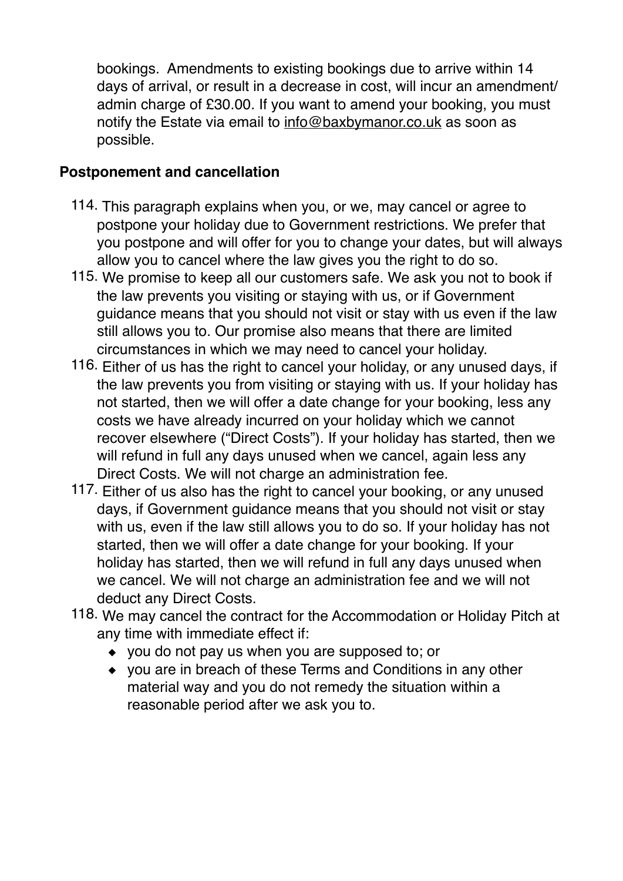bookings. Amendments to existing bookings due to arrive within 14 days of arrival, or result in a decrease in cost, will incur an amendment/admin charge of £30.00. If you want to amend your booking, you must notify the Estate via email to info@baxbymanor.co.uk as soon as possible.

**Postponement and cancellation**

114. This paragraph explains when you, or we, may cancel or agree to postpone your holiday due to Government restrictions. We prefer that you postpone and will offer for you to change your dates, but will always allow you to cancel where the law gives you the right to do so.
115. We promise to keep all our customers safe. We ask you not to book if the law prevents you visiting or staying with us, or if Government guidance means that you should not visit or stay with us even if the law still allows you to. Our promise also means that there are limited circumstances in which we may need to cancel your holiday.
116. Either of us has the right to cancel your holiday, or any unused days, if the law prevents you from visiting or staying with us. If your holiday has not started, then we will offer a date change for your booking, less any costs we have already incurred on your holiday which we cannot recover elsewhere ("Direct Costs"). If your holiday has started, then we will refund in full any days unused when we cancel, again less any Direct Costs. We will not charge an administration fee.
117. Either of us also has the right to cancel your booking, or any unused days, if Government guidance means that you should not visit or stay with us, even if the law still allows you to do so. If your holiday has not started, then we will offer a date change for your booking. If your holiday has started, then we will refund in full any days unused when we cancel. We will not charge an administration fee and we will not deduct any Direct Costs.
118. We may cancel the contract for the Accommodation or Holiday Pitch at any time with immediate effect if:
    - you do not pay us when you are supposed to; or
    - you are in breach of these Terms and Conditions in any other material way and you do not remedy the situation within a reasonable period after we ask you to.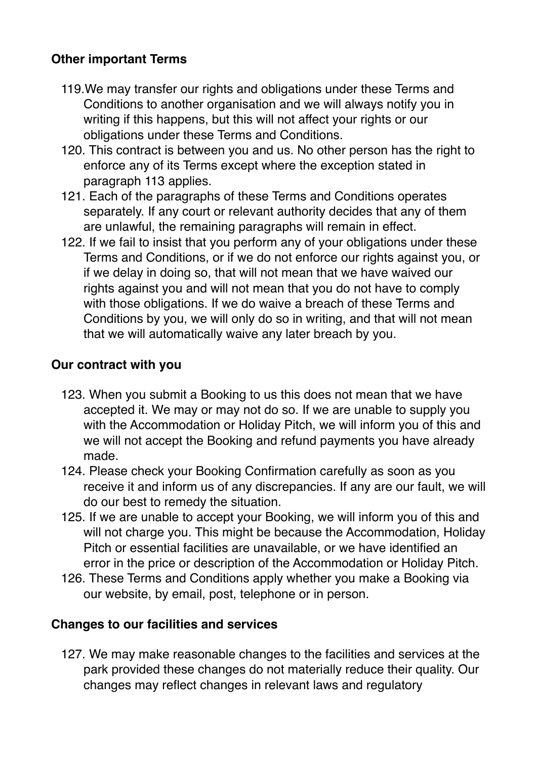**Other important Terms**

119. We may transfer our rights and obligations under these Terms and Conditions to another organisation and we will always notify you in writing if this happens, but this will not affect your rights or our obligations under these Terms and Conditions.
120. This contract is between you and us. No other person has the right to enforce any of its Terms except where the exception stated in paragraph 113 applies.
121. Each of the paragraphs of these Terms and Conditions operates separately. If any court or relevant authority decides that any of them are unlawful, the remaining paragraphs will remain in effect.
122. If we fail to insist that you perform any of your obligations under these Terms and Conditions, or if we do not enforce our rights against you, or if we delay in doing so, that will not mean that we have waived our rights against you and will not mean that you do not have to comply with those obligations. If we do waive a breach of these Terms and Conditions by you, we will only do so in writing, and that will not mean that we will automatically waive any later breach by you.

**Our contract with you**

123. When you submit a Booking to us this does not mean that we have accepted it. We may or may not do so. If we are unable to supply you with the Accommodation or Holiday Pitch, we will inform you of this and we will not accept the Booking and refund payments you have already made.
124. Please check your Booking Confirmation carefully as soon as you receive it and inform us of any discrepancies. If any are our fault, we will do our best to remedy the situation.
125. If we are unable to accept your Booking, we will inform you of this and will not charge you. This might be because the Accommodation, Holiday Pitch or essential facilities are unavailable, or we have identified an error in the price or description of the Accommodation or Holiday Pitch.
126. These Terms and Conditions apply whether you make a Booking via our website, by email, post, telephone or in person.

**Changes to our facilities and services**

127. We may make reasonable changes to the facilities and services at the park provided these changes do not materially reduce their quality. Our changes may reflect changes in relevant laws and regulatory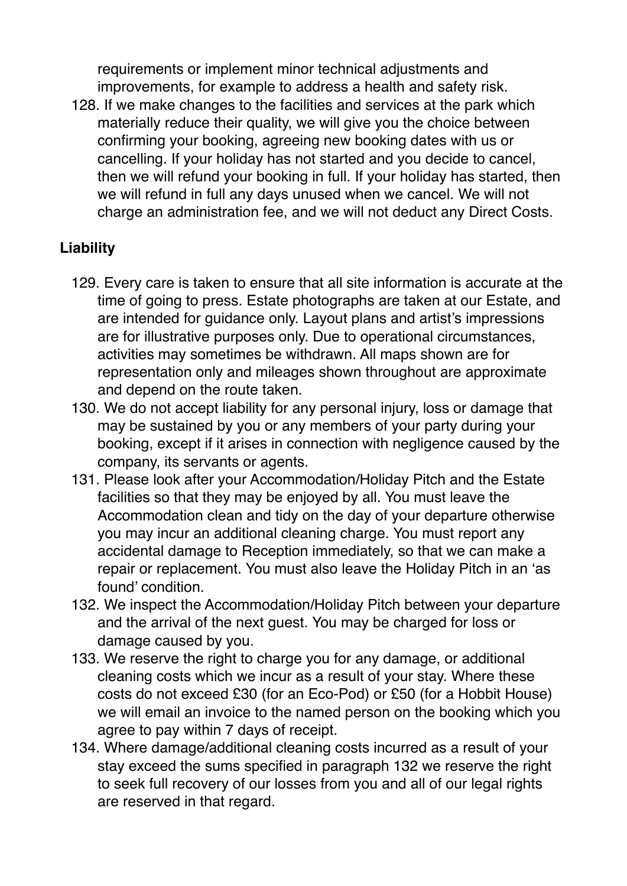requirements or implement minor technical adjustments and improvements, for example to address a health and safety risk.

128. If we make changes to the facilities and services at the park which materially reduce their quality, we will give you the choice between confirming your booking, agreeing new booking dates with us or cancelling. If your holiday has not started and you decide to cancel, then we will refund your booking in full. If your holiday has started, then we will refund in full any days unused when we cancel. We will not charge an administration fee, and we will not deduct any Direct Costs.

**Liability**

129. Every care is taken to ensure that all site information is accurate at the time of going to press. Estate photographs are taken at our Estate, and are intended for guidance only. Layout plans and artist's impressions are for illustrative purposes only. Due to operational circumstances, activities may sometimes be withdrawn. All maps shown are for representation only and mileages shown throughout are approximate and depend on the route taken.
130. We do not accept liability for any personal injury, loss or damage that may be sustained by you or any members of your party during your booking, except if it arises in connection with negligence caused by the company, its servants or agents.
131. Please look after your Accommodation/Holiday Pitch and the Estate facilities so that they may be enjoyed by all. You must leave the Accommodation clean and tidy on the day of your departure otherwise you may incur an additional cleaning charge. You must report any accidental damage to Reception immediately, so that we can make a repair or replacement. You must also leave the Holiday Pitch in an 'as found' condition.
132. We inspect the Accommodation/Holiday Pitch between your departure and the arrival of the next guest. You may be charged for loss or damage caused by you.
133. We reserve the right to charge you for any damage, or additional cleaning costs which we incur as a result of your stay. Where these costs do not exceed £30 (for an Eco-Pod) or £50 (for a Hobbit House) we will email an invoice to the named person on the booking which you agree to pay within 7 days of receipt.
134. Where damage/additional cleaning costs incurred as a result of your stay exceed the sums specified in paragraph 132 we reserve the right to seek full recovery of our losses from you and all of our legal rights are reserved in that regard.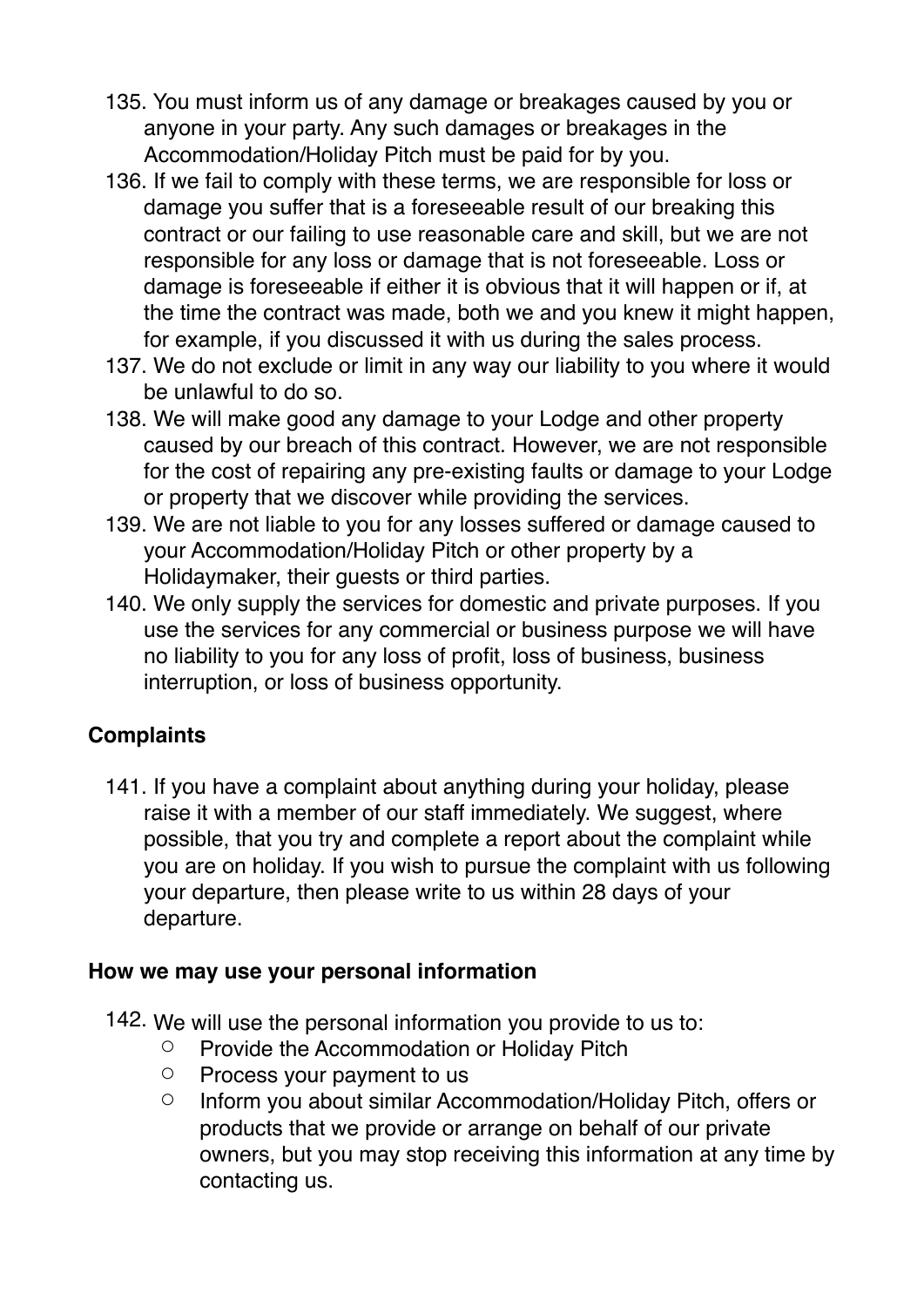135. You must inform us of any damage or breakages caused by you or anyone in your party. Any such damages or breakages in the Accommodation/Holiday Pitch must be paid for by you.
136. If we fail to comply with these terms, we are responsible for loss or damage you suffer that is a foreseeable result of our breaking this contract or our failing to use reasonable care and skill, but we are not responsible for any loss or damage that is not foreseeable. Loss or damage is foreseeable if either it is obvious that it will happen or if, at the time the contract was made, both we and you knew it might happen, for example, if you discussed it with us during the sales process.
137. We do not exclude or limit in any way our liability to you where it would be unlawful to do so.
138. We will make good any damage to your Lodge and other property caused by our breach of this contract. However, we are not responsible for the cost of repairing any pre-existing faults or damage to your Lodge or property that we discover while providing the services.
139. We are not liable to you for any losses suffered or damage caused to your Accommodation/Holiday Pitch or other property by a Holidaymaker, their guests or third parties.
140. We only supply the services for domestic and private purposes. If you use the services for any commercial or business purpose we will have no liability to you for any loss of profit, loss of business, business interruption, or loss of business opportunity.

**Complaints**

141. If you have a complaint about anything during your holiday, please raise it with a member of our staff immediately. We suggest, where possible, that you try and complete a report about the complaint while you are on holiday. If you wish to pursue the complaint with us following your departure, then please write to us within 28 days of your departure.

**How we may use your personal information**

142. We will use the personal information you provide to us to:
    - Provide the Accommodation or Holiday Pitch
    - Process your payment to us
    - Inform you about similar Accommodation/Holiday Pitch, offers or products that we provide or arrange on behalf of our private owners, but you may stop receiving this information at any time by contacting us.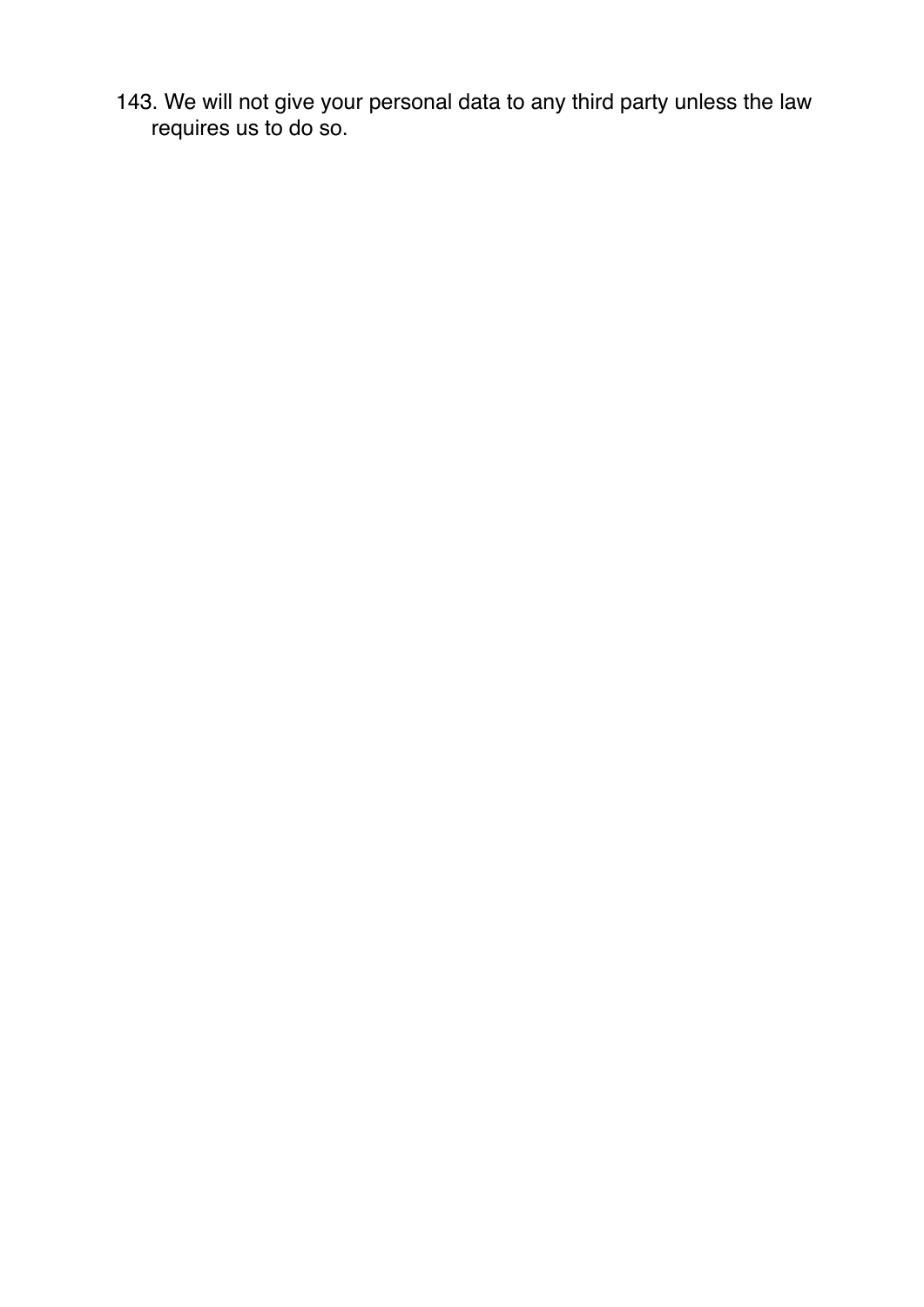143. We will not give your personal data to any third party unless the law requires us to do so.